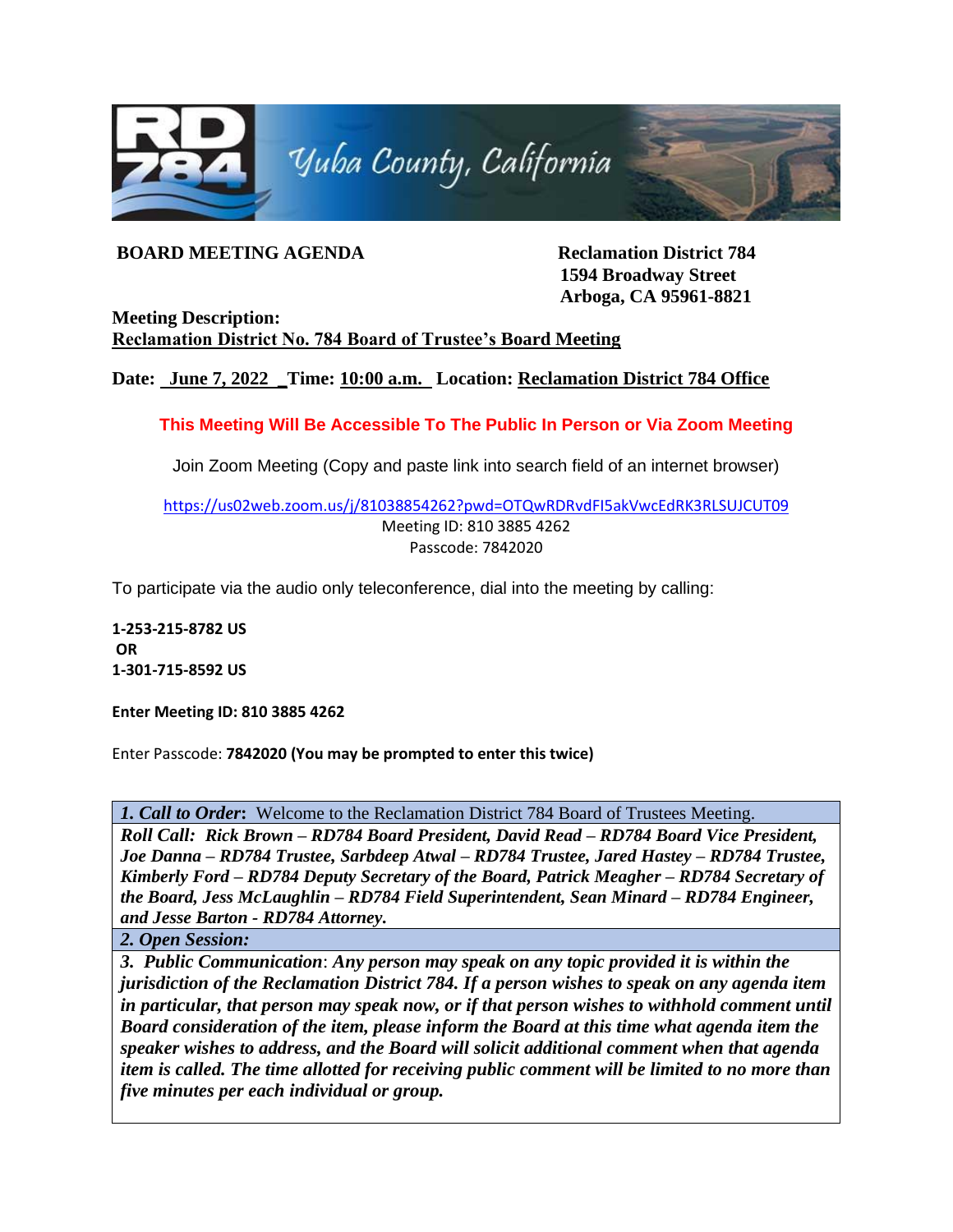RD 784 Yuba County, California

**BOARD MEETING AGENDA**

**Reclamation District 784**
**1594 Broadway Street**
**Arboga, CA 95961-8821**

**Meeting Description:**
**Reclamation District No. 784 Board of Trustee's Board Meeting**

**Date:** **June 7, 2022** **Time:** **10:00 a.m.** **Location:** **Reclamation District 784 Office**

**This Meeting Will Be Accessible To The Public In Person or Via Zoom Meeting**

Join Zoom Meeting (Copy and paste link into search field of an internet browser)

https://us02web.zoom.us/j/81038854262?pwd=OTQwRDRvdFI5akVwcEdRK3RLSUJCUT09
Meeting ID: 810 3885 4262
Passcode: 7842020

To participate via the audio only teleconference, dial into the meeting by calling:

**1-253-215-8782 US**
**OR**
**1-301-715-8592 US**

**Enter Meeting ID: 810 3885 4262**

Enter Passcode: **7842020 (You may be prompted to enter this twice)**

***1. Call to Order*****:** Welcome to the Reclamation District 784 Board of Trustees Meeting.

***Roll Call: Rick Brown – RD784 Board President, David Read – RD784 Board Vice President, Joe Danna – RD784 Trustee, Sarbdeep Atwal – RD784 Trustee, Jared Hastey – RD784 Trustee, Kimberly Ford – RD784 Deputy Secretary of the Board, Patrick Meagher – RD784 Secretary of the Board, Jess McLaughlin – RD784 Field Superintendent, Sean Minard – RD784 Engineer, and Jesse Barton - RD784 Attorney.***

***2. Open Session:***

***3. Public Communication*****:** ***Any person may speak on any topic provided it is within the jurisdiction of the Reclamation District 784. If a person wishes to speak on any agenda item in particular, that person may speak now, or if that person wishes to withhold comment until Board consideration of the item, please inform the Board at this time what agenda item the speaker wishes to address, and the Board will solicit additional comment when that agenda item is called. The time allotted for receiving public comment will be limited to no more than five minutes per each individual or group.***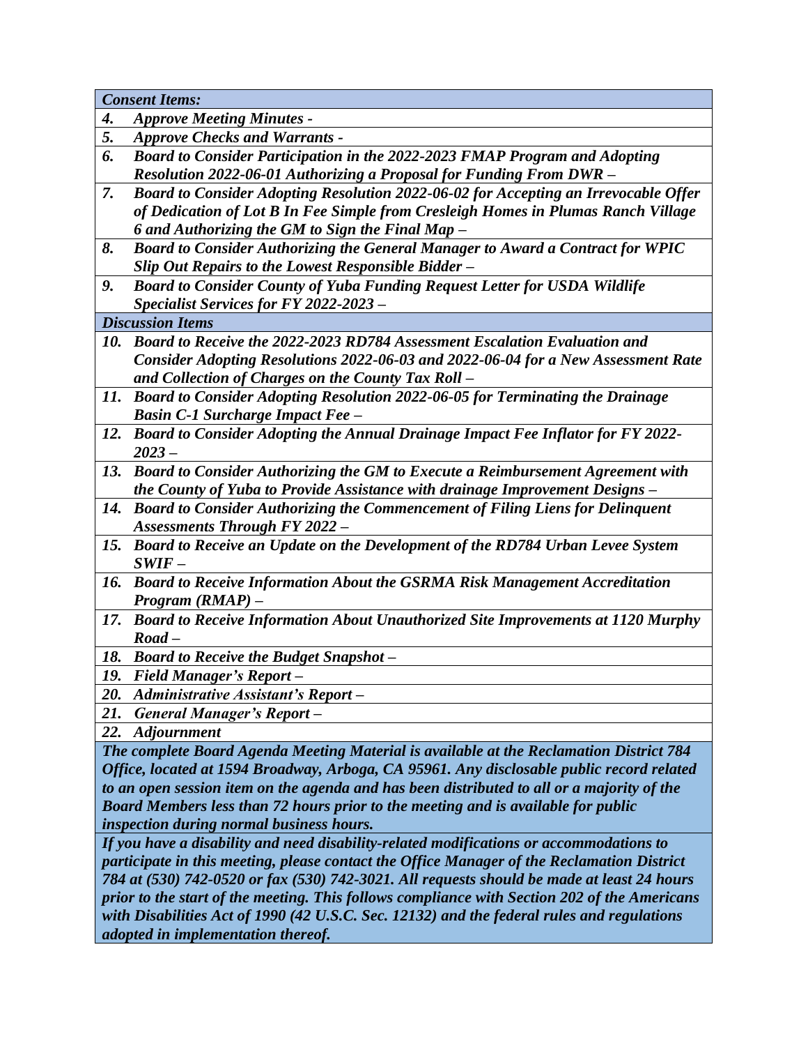***Consent Items:***

4. ***Approve Meeting Minutes -***
5. ***Approve Checks and Warrants -***
6. ***Board to Consider Participation in the 2022-2023 FMAP Program and Adopting Resolution 2022-06-01 Authorizing a Proposal for Funding From DWR –***
7. ***Board to Consider Adopting Resolution 2022-06-02 for Accepting an Irrevocable Offer of Dedication of Lot B In Fee Simple from Cresleigh Homes in Plumas Ranch Village 6 and Authorizing the GM to Sign the Final Map –***
8. ***Board to Consider Authorizing the General Manager to Award a Contract for WPIC Slip Out Repairs to the Lowest Responsible Bidder –***
9. ***Board to Consider County of Yuba Funding Request Letter for USDA Wildlife Specialist Services for FY 2022-2023 –***

***Discussion Items***

10. ***Board to Receive the 2022-2023 RD784 Assessment Escalation Evaluation and Consider Adopting Resolutions 2022-06-03 and 2022-06-04 for a New Assessment Rate and Collection of Charges on the County Tax Roll –***
11. ***Board to Consider Adopting Resolution 2022-06-05 for Terminating the Drainage Basin C-1 Surcharge Impact Fee –***
12. ***Board to Consider Adopting the Annual Drainage Impact Fee Inflator for FY 2022-2023 –***
13. ***Board to Consider Authorizing the GM to Execute a Reimbursement Agreement with the County of Yuba to Provide Assistance with drainage Improvement Designs –***
14. ***Board to Consider Authorizing the Commencement of Filing Liens for Delinquent Assessments Through FY 2022 –***
15. ***Board to Receive an Update on the Development of the RD784 Urban Levee System SWIF –***
16. ***Board to Receive Information About the GSRMA Risk Management Accreditation Program (RMAP) –***
17. ***Board to Receive Information About Unauthorized Site Improvements at 1120 Murphy Road –***
18. ***Board to Receive the Budget Snapshot –***
19. ***Field Manager's Report –***
20. ***Administrative Assistant's Report –***
21. ***General Manager's Report –***
22. ***Adjournment***

***The complete Board Agenda Meeting Material is available at the Reclamation District 784 Office, located at 1594 Broadway, Arboga, CA 95961. Any disclosable public record related to an open session item on the agenda and has been distributed to all or a majority of the Board Members less than 72 hours prior to the meeting and is available for public inspection during normal business hours.***

***If you have a disability and need disability-related modifications or accommodations to participate in this meeting, please contact the Office Manager of the Reclamation District 784 at (530) 742-0520 or fax (530) 742-3021. All requests should be made at least 24 hours prior to the start of the meeting. This follows compliance with Section 202 of the Americans with Disabilities Act of 1990 (42 U.S.C. Sec. 12132) and the federal rules and regulations adopted in implementation thereof.***